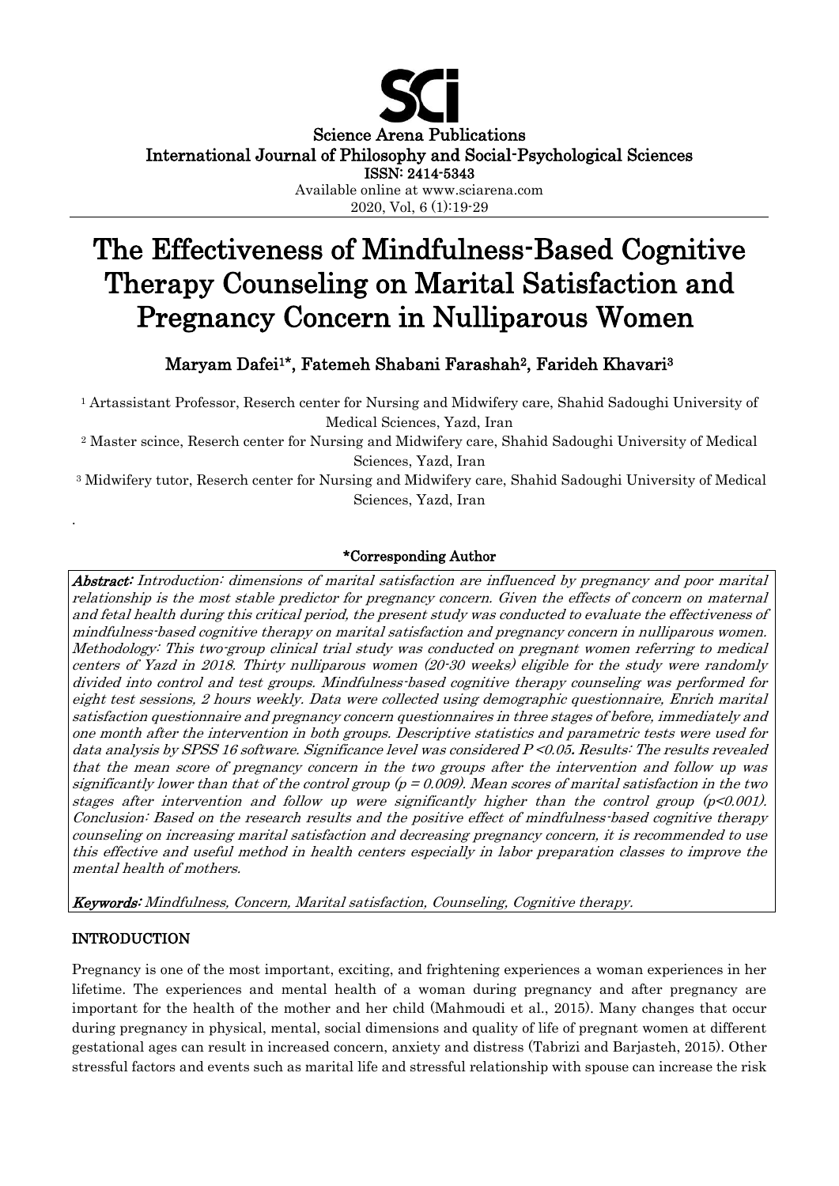Science Arena Publications
International Journal of Philosophy and Social-Psychological Sciences
ISSN: 2414-5343
Available online at www.sciarena.com
2020, Vol, 6 (1):19-29

# The Effectiveness of Mindfulness-Based Cognitive Therapy Counseling on Marital Satisfaction and Pregnancy Concern in Nulliparous Women

**Maryam Dafei[1]*, Fatemeh Shabani Farashah[2], Farideh Khavari[3]**

[1] Artassistant Professor, Reserch center for Nursing and Midwifery care, Shahid Sadoughi University of Medical Sciences, Yazd, Iran

[2] Master scince, Reserch center for Nursing and Midwifery care, Shahid Sadoughi University of Medical Sciences, Yazd, Iran

[3] Midwifery tutor, Reserch center for Nursing and Midwifery care, Shahid Sadoughi University of Medical Sciences, Yazd, Iran

**\*Corresponding Author**

***Abstract:*** *Introduction: dimensions of marital satisfaction are influenced by pregnancy and poor marital relationship is the most stable predictor for pregnancy concern. Given the effects of concern on maternal and fetal health during this critical period, the present study was conducted to evaluate the effectiveness of mindfulness-based cognitive therapy on marital satisfaction and pregnancy concern in nulliparous women. Methodology: This two-group clinical trial study was conducted on pregnant women referring to medical centers of Yazd in 2018. Thirty nulliparous women (20-30 weeks) eligible for the study were randomly divided into control and test groups. Mindfulness-based cognitive therapy counseling was performed for eight test sessions, 2 hours weekly. Data were collected using demographic questionnaire, Enrich marital satisfaction questionnaire and pregnancy concern questionnaires in three stages of before, immediately and one month after the intervention in both groups. Descriptive statistics and parametric tests were used for data analysis by SPSS 16 software. Significance level was considered $P < 0.05$. Results: The results revealed that the mean score of pregnancy concern in the two groups after the intervention and follow up was significantly lower than that of the control group ($p = 0.009$). Mean scores of marital satisfaction in the two stages after intervention and follow up were significantly higher than the control group ($p < 0.001$). Conclusion: Based on the research results and the positive effect of mindfulness-based cognitive therapy counseling on increasing marital satisfaction and decreasing pregnancy concern, it is recommended to use this effective and useful method in health centers especially in labor preparation classes to improve the mental health of mothers.*

***Keywords:*** *Mindfulness, Concern, Marital satisfaction, Counseling, Cognitive therapy.*

## INTRODUCTION

Pregnancy is one of the most important, exciting, and frightening experiences a woman experiences in her lifetime. The experiences and mental health of a woman during pregnancy and after pregnancy are important for the health of the mother and her child (Mahmoudi et al., 2015). Many changes that occur during pregnancy in physical, mental, social dimensions and quality of life of pregnant women at different gestational ages can result in increased concern, anxiety and distress (Tabrizi and Barjasteh, 2015). Other stressful factors and events such as marital life and stressful relationship with spouse can increase the risk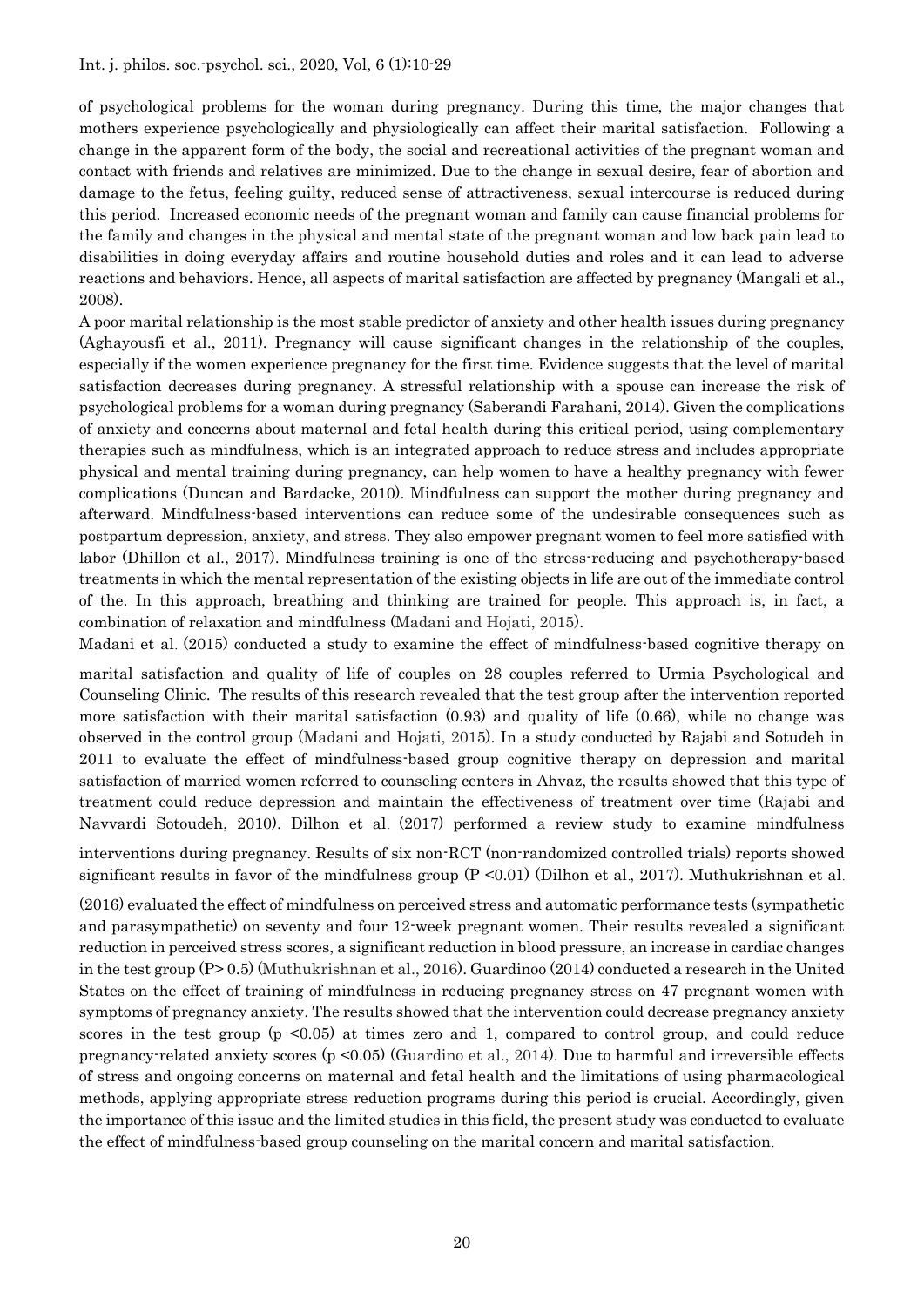of psychological problems for the woman during pregnancy. During this time, the major changes that mothers experience psychologically and physiologically can affect their marital satisfaction. Following a change in the apparent form of the body, the social and recreational activities of the pregnant woman and contact with friends and relatives are minimized. Due to the change in sexual desire, fear of abortion and damage to the fetus, feeling guilty, reduced sense of attractiveness, sexual intercourse is reduced during this period. Increased economic needs of the pregnant woman and family can cause financial problems for the family and changes in the physical and mental state of the pregnant woman and low back pain lead to disabilities in doing everyday affairs and routine household duties and roles and it can lead to adverse reactions and behaviors. Hence, all aspects of marital satisfaction are affected by pregnancy (Mangali et al., 2008).

A poor marital relationship is the most stable predictor of anxiety and other health issues during pregnancy (Aghayousfi et al., 2011). Pregnancy will cause significant changes in the relationship of the couples, especially if the women experience pregnancy for the first time. Evidence suggests that the level of marital satisfaction decreases during pregnancy. A stressful relationship with a spouse can increase the risk of psychological problems for a woman during pregnancy (Saberandi Farahani, 2014). Given the complications of anxiety and concerns about maternal and fetal health during this critical period, using complementary therapies such as mindfulness, which is an integrated approach to reduce stress and includes appropriate physical and mental training during pregnancy, can help women to have a healthy pregnancy with fewer complications (Duncan and Bardacke, 2010). Mindfulness can support the mother during pregnancy and afterward. Mindfulness-based interventions can reduce some of the undesirable consequences such as postpartum depression, anxiety, and stress. They also empower pregnant women to feel more satisfied with labor (Dhillon et al., 2017). Mindfulness training is one of the stress-reducing and psychotherapy-based treatments in which the mental representation of the existing objects in life are out of the immediate control of the. In this approach, breathing and thinking are trained for people. This approach is, in fact, a combination of relaxation and mindfulness (Madani and Hojati, 2015).

Madani et al. (2015) conducted a study to examine the effect of mindfulness-based cognitive therapy on marital satisfaction and quality of life of couples on 28 couples referred to Urmia Psychological and Counseling Clinic. The results of this research revealed that the test group after the intervention reported more satisfaction with their marital satisfaction (0.93) and quality of life (0.66), while no change was observed in the control group (Madani and Hojati, 2015). In a study conducted by Rajabi and Sotudeh in 2011 to evaluate the effect of mindfulness-based group cognitive therapy on depression and marital satisfaction of married women referred to counseling centers in Ahvaz, the results showed that this type of treatment could reduce depression and maintain the effectiveness of treatment over time (Rajabi and Navvardi Sotoudeh, 2010). Dilhon et al. (2017) performed a review study to examine mindfulness interventions during pregnancy. Results of six non-RCT (non-randomized controlled trials) reports showed significant results in favor of the mindfulness group ($P < 0.01$) (Dilhon et al., 2017). Muthukrishnan et al. (2016) evaluated the effect of mindfulness on perceived stress and automatic performance tests (sympathetic and parasympathetic) on seventy and four 12-week pregnant women. Their results revealed a significant reduction in perceived stress scores, a significant reduction in blood pressure, an increase in cardiac changes in the test group ($P > 0.5$) (Muthukrishnan et al., 2016). Guardinoo (2014) conducted a research in the United States on the effect of training of mindfulness in reducing pregnancy stress on 47 pregnant women with symptoms of pregnancy anxiety. The results showed that the intervention could decrease pregnancy anxiety scores in the test group ($p < 0.05$) at times zero and 1, compared to control group, and could reduce pregnancy-related anxiety scores ($p < 0.05$) (Guardino et al., 2014). Due to harmful and irreversible effects of stress and ongoing concerns on maternal and fetal health and the limitations of using pharmacological methods, applying appropriate stress reduction programs during this period is crucial. Accordingly, given the importance of this issue and the limited studies in this field, the present study was conducted to evaluate the effect of mindfulness-based group counseling on the marital concern and marital satisfaction.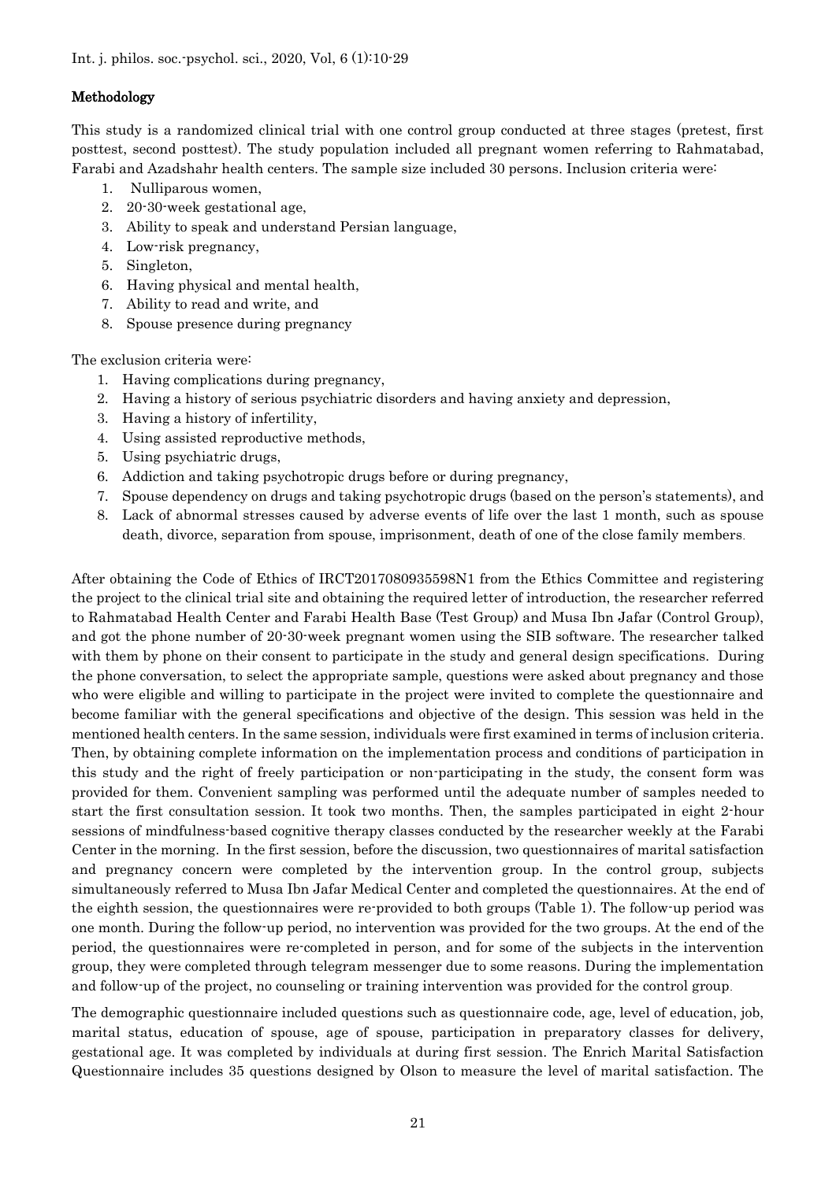## Methodology

This study is a randomized clinical trial with one control group conducted at three stages (pretest, first posttest, second posttest). The study population included all pregnant women referring to Rahmatabad, Farabi and Azadshahr health centers. The sample size included 30 persons. Inclusion criteria were:

1. Nulliparous women,
2. 20-30-week gestational age,
3. Ability to speak and understand Persian language,
4. Low-risk pregnancy,
5. Singleton,
6. Having physical and mental health,
7. Ability to read and write, and
8. Spouse presence during pregnancy

The exclusion criteria were:

1. Having complications during pregnancy,
2. Having a history of serious psychiatric disorders and having anxiety and depression,
3. Having a history of infertility,
4. Using assisted reproductive methods,
5. Using psychiatric drugs,
6. Addiction and taking psychotropic drugs before or during pregnancy,
7. Spouse dependency on drugs and taking psychotropic drugs (based on the person's statements), and
8. Lack of abnormal stresses caused by adverse events of life over the last 1 month, such as spouse death, divorce, separation from spouse, imprisonment, death of one of the close family members.

After obtaining the Code of Ethics of IRCT2017080935598N1 from the Ethics Committee and registering the project to the clinical trial site and obtaining the required letter of introduction, the researcher referred to Rahmatabad Health Center and Farabi Health Base (Test Group) and Musa Ibn Jafar (Control Group), and got the phone number of 20-30-week pregnant women using the SIB software. The researcher talked with them by phone on their consent to participate in the study and general design specifications. During the phone conversation, to select the appropriate sample, questions were asked about pregnancy and those who were eligible and willing to participate in the project were invited to complete the questionnaire and become familiar with the general specifications and objective of the design. This session was held in the mentioned health centers. In the same session, individuals were first examined in terms of inclusion criteria. Then, by obtaining complete information on the implementation process and conditions of participation in this study and the right of freely participation or non-participating in the study, the consent form was provided for them. Convenient sampling was performed until the adequate number of samples needed to start the first consultation session. It took two months. Then, the samples participated in eight 2-hour sessions of mindfulness-based cognitive therapy classes conducted by the researcher weekly at the Farabi Center in the morning. In the first session, before the discussion, two questionnaires of marital satisfaction and pregnancy concern were completed by the intervention group. In the control group, subjects simultaneously referred to Musa Ibn Jafar Medical Center and completed the questionnaires. At the end of the eighth session, the questionnaires were re-provided to both groups (Table 1). The follow-up period was one month. During the follow-up period, no intervention was provided for the two groups. At the end of the period, the questionnaires were re-completed in person, and for some of the subjects in the intervention group, they were completed through telegram messenger due to some reasons. During the implementation and follow-up of the project, no counseling or training intervention was provided for the control group.

The demographic questionnaire included questions such as questionnaire code, age, level of education, job, marital status, education of spouse, age of spouse, participation in preparatory classes for delivery, gestational age. It was completed by individuals at during first session. The Enrich Marital Satisfaction Questionnaire includes 35 questions designed by Olson to measure the level of marital satisfaction. The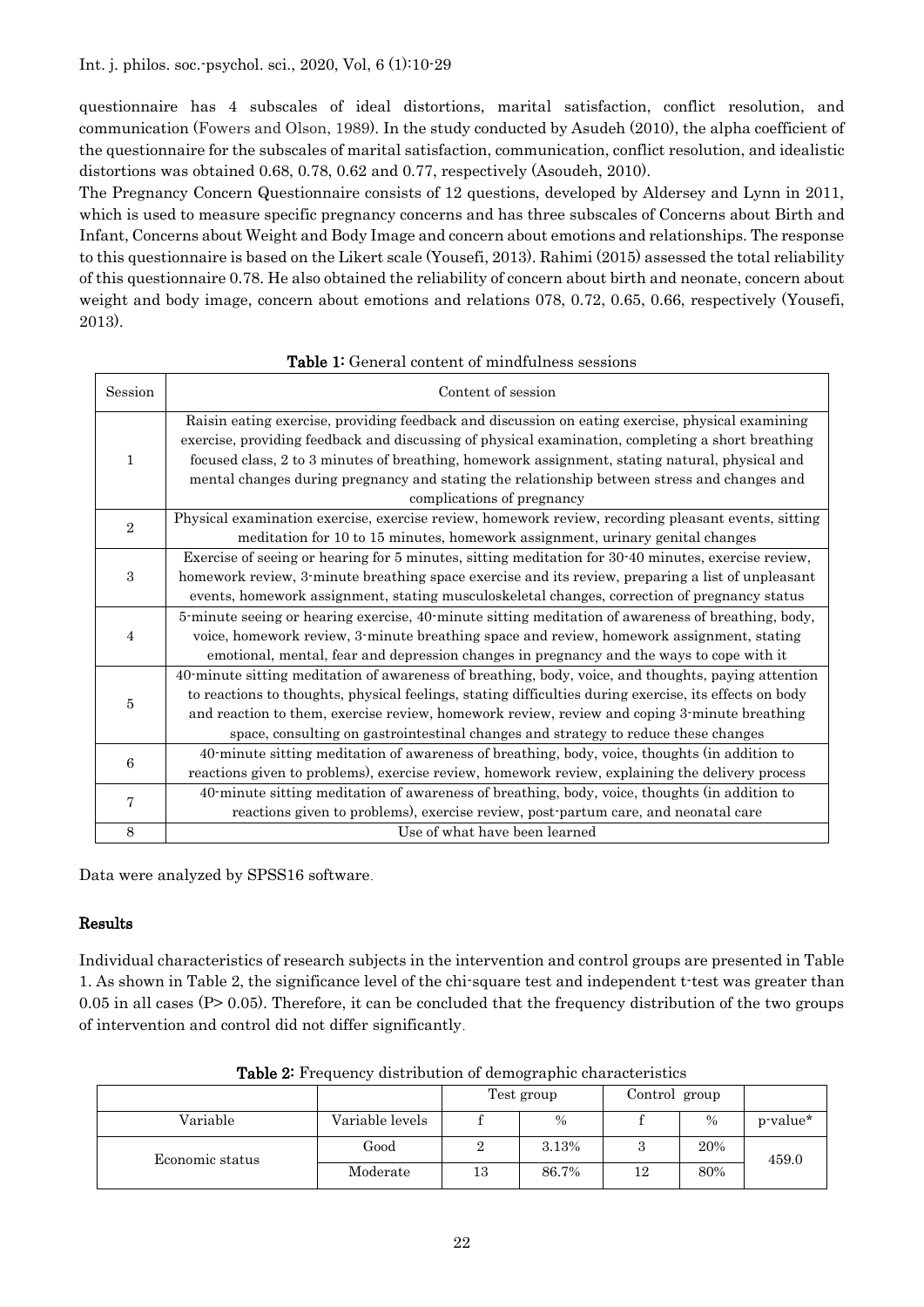questionnaire has 4 subscales of ideal distortions, marital satisfaction, conflict resolution, and communication (Fowers and Olson, 1989). In the study conducted by Asudeh (2010), the alpha coefficient of the questionnaire for the subscales of marital satisfaction, communication, conflict resolution, and idealistic distortions was obtained 0.68, 0.78, 0.62 and 0.77, respectively (Asoudeh, 2010).

The Pregnancy Concern Questionnaire consists of 12 questions, developed by Aldersey and Lynn in 2011, which is used to measure specific pregnancy concerns and has three subscales of Concerns about Birth and Infant, Concerns about Weight and Body Image and concern about emotions and relationships. The response to this questionnaire is based on the Likert scale (Yousefi, 2013). Rahimi (2015) assessed the total reliability of this questionnaire 0.78. He also obtained the reliability of concern about birth and neonate, concern about weight and body image, concern about emotions and relations 078, 0.72, 0.65, 0.66, respectively (Yousefi, 2013).

**Table 1:** General content of mindfulness sessions

| Session | Content of session |
|---|---|
| 1 | Raisin eating exercise, providing feedback and discussion on eating exercise, physical examining exercise, providing feedback and discussing of physical examination, completing a short breathing focused class, 2 to 3 minutes of breathing, homework assignment, stating natural, physical and mental changes during pregnancy and stating the relationship between stress and changes and complications of pregnancy |
| 2 | Physical examination exercise, exercise review, homework review, recording pleasant events, sitting meditation for 10 to 15 minutes, homework assignment, urinary genital changes |
| 3 | Exercise of seeing or hearing for 5 minutes, sitting meditation for 30-40 minutes, exercise review, homework review, 3-minute breathing space exercise and its review, preparing a list of unpleasant events, homework assignment, stating musculoskeletal changes, correction of pregnancy status |
| 4 | 5-minute seeing or hearing exercise, 40-minute sitting meditation of awareness of breathing, body, voice, homework review, 3-minute breathing space and review, homework assignment, stating emotional, mental, fear and depression changes in pregnancy and the ways to cope with it |
| 5 | 40-minute sitting meditation of awareness of breathing, body, voice, and thoughts, paying attention to reactions to thoughts, physical feelings, stating difficulties during exercise, its effects on body and reaction to them, exercise review, homework review, review and coping 3-minute breathing space, consulting on gastrointestinal changes and strategy to reduce these changes |
| 6 | 40-minute sitting meditation of awareness of breathing, body, voice, thoughts (in addition to reactions given to problems), exercise review, homework review, explaining the delivery process |
| 7 | 40-minute sitting meditation of awareness of breathing, body, voice, thoughts (in addition to reactions given to problems), exercise review, post-partum care, and neonatal care |
| 8 | Use of what have been learned |

Data were analyzed by SPSS16 software.

## Results

Individual characteristics of research subjects in the intervention and control groups are presented in Table 1. As shown in Table 2, the significance level of the chi-square test and independent t-test was greater than 0.05 in all cases (P> 0.05). Therefore, it can be concluded that the frequency distribution of the two groups of intervention and control did not differ significantly.

**Table 2:** Frequency distribution of demographic characteristics

| | | Test group | | Control group | | |
|---|---|---|---|---|---|---|
| Variable | Variable levels | f | % | f | % | p-value* |
| Economic status | Good | 2 | 3.13% | 3 | 20% | 459.0 |
| | Moderate | 13 | 86.7% | 12 | 80% | |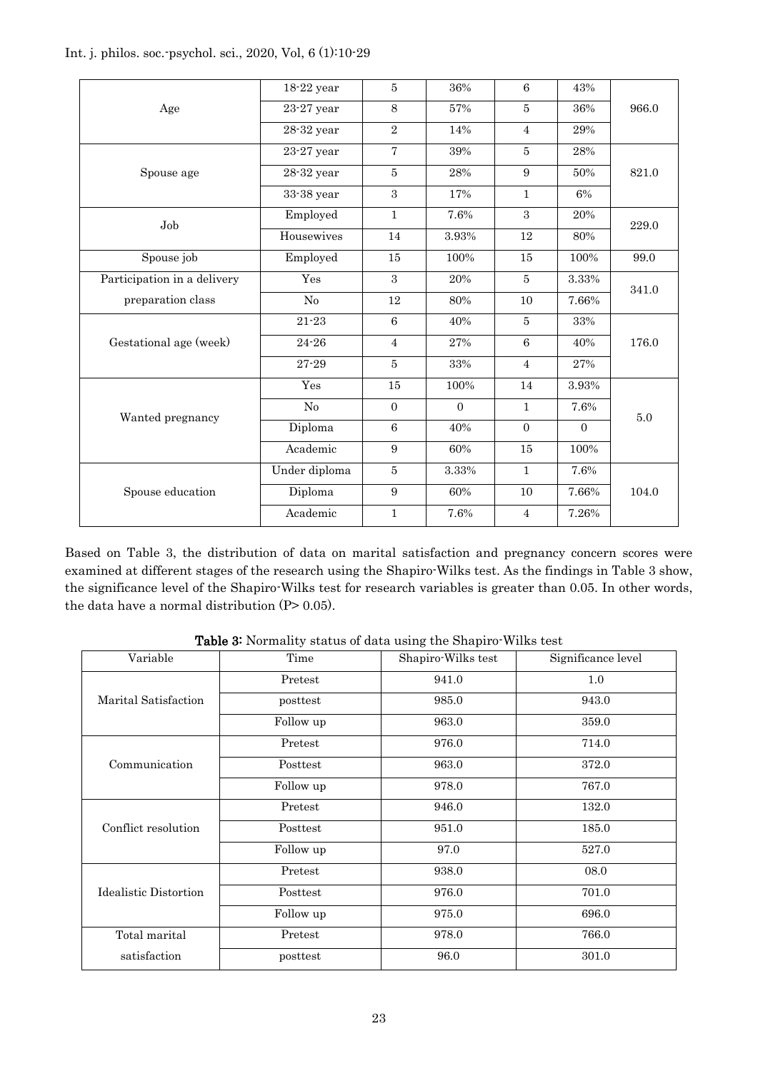| Age | 18-22 year | 5 | 36% | 6 | 43% | 966.0 |
|---|---|---|---|---|---|---|
| | 23-27 year | 8 | 57% | 5 | 36% | |
| | 28-32 year | 2 | 14% | 4 | 29% | |
| Spouse age | 23-27 year | 7 | 39% | 5 | 28% | 821.0 |
| | 28-32 year | 5 | 28% | 9 | 50% | |
| | 33-38 year | 3 | 17% | 1 | 6% | |
| Job | Employed | 1 | 7.6% | 3 | 20% | 229.0 |
| | Housewives | 14 | 3.93% | 12 | 80% | |
| Spouse job | Employed | 15 | 100% | 15 | 100% | 99.0 |
| Participation in a delivery preparation class | Yes | 3 | 20% | 5 | 3.33% | 341.0 |
| | No | 12 | 80% | 10 | 7.66% | |
| Gestational age (week) | 21-23 | 6 | 40% | 5 | 33% | 176.0 |
| | 24-26 | 4 | 27% | 6 | 40% | |
| | 27-29 | 5 | 33% | 4 | 27% | |
| Wanted pregnancy | Yes | 15 | 100% | 14 | 3.93% | 5.0 |
| | No | 0 | 0 | 1 | 7.6% | |
| | Diploma | 6 | 40% | 0 | 0 | |
| | Academic | 9 | 60% | 15 | 100% | |
| Spouse education | Under diploma | 5 | 3.33% | 1 | 7.6% | 104.0 |
| | Diploma | 9 | 60% | 10 | 7.66% | |
| | Academic | 1 | 7.6% | 4 | 7.26% | |

Based on Table 3, the distribution of data on marital satisfaction and pregnancy concern scores were examined at different stages of the research using the Shapiro-Wilks test. As the findings in Table 3 show, the significance level of the Shapiro-Wilks test for research variables is greater than 0.05. In other words, the data have a normal distribution ($P > 0.05$).

**Table 3:** Normality status of data using the Shapiro-Wilks test

| Variable | Time | Shapiro-Wilks test | Significance level |
|---|---|---|---|
| Marital Satisfaction | Pretest | 941.0 | 1.0 |
| | posttest | 985.0 | 943.0 |
| | Follow up | 963.0 | 359.0 |
| Communication | Pretest | 976.0 | 714.0 |
| | Posttest | 963.0 | 372.0 |
| | Follow up | 978.0 | 767.0 |
| Conflict resolution | Pretest | 946.0 | 132.0 |
| | Posttest | 951.0 | 185.0 |
| | Follow up | 97.0 | 527.0 |
| Idealistic Distortion | Pretest | 938.0 | 08.0 |
| | Posttest | 976.0 | 701.0 |
| | Follow up | 975.0 | 696.0 |
| Total marital satisfaction | Pretest | 978.0 | 766.0 |
| | posttest | 96.0 | 301.0 |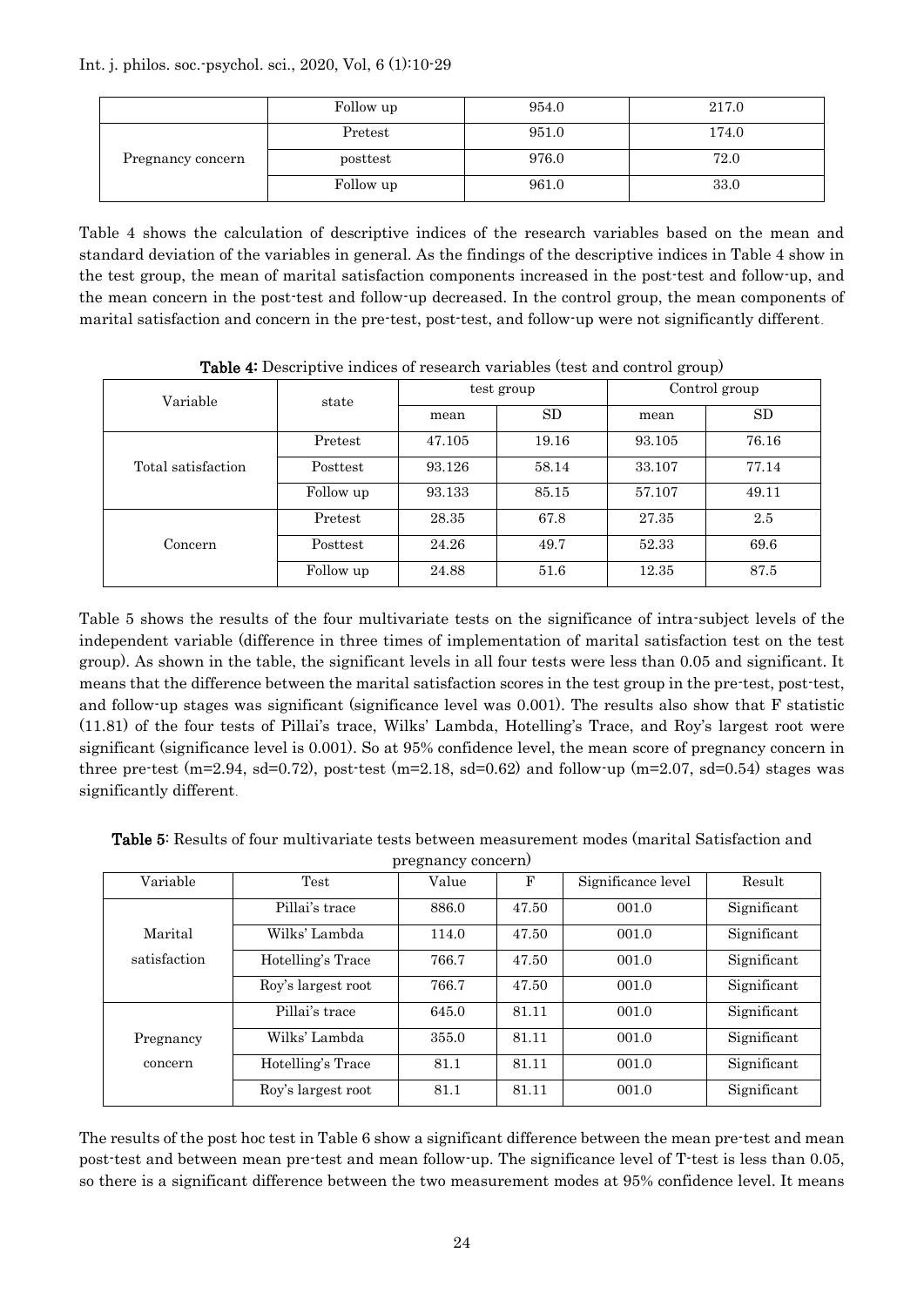| | Follow up | 954.0 | 217.0 |
|---|---|---|---|
| Pregnancy concern | Pretest | 951.0 | 174.0 |
| | posttest | 976.0 | 72.0 |
| | Follow up | 961.0 | 33.0 |

Table 4 shows the calculation of descriptive indices of the research variables based on the mean and standard deviation of the variables in general. As the findings of the descriptive indices in Table 4 show in the test group, the mean of marital satisfaction components increased in the post-test and follow-up, and the mean concern in the post-test and follow-up decreased. In the control group, the mean components of marital satisfaction and concern in the pre-test, post-test, and follow-up were not significantly different.

**Table 4:** Descriptive indices of research variables (test and control group)

| Variable | state | test group | | Control group | |
|---|---|---|---|---|---|
| | | mean | SD | mean | SD |
| Total satisfaction | Pretest | 47.105 | 19.16 | 93.105 | 76.16 |
| | Posttest | 93.126 | 58.14 | 33.107 | 77.14 |
| | Follow up | 93.133 | 85.15 | 57.107 | 49.11 |
| Concern | Pretest | 28.35 | 67.8 | 27.35 | 2.5 |
| | Posttest | 24.26 | 49.7 | 52.33 | 69.6 |
| | Follow up | 24.88 | 51.6 | 12.35 | 87.5 |

Table 5 shows the results of the four multivariate tests on the significance of intra-subject levels of the independent variable (difference in three times of implementation of marital satisfaction test on the test group). As shown in the table, the significant levels in all four tests were less than 0.05 and significant. It means that the difference between the marital satisfaction scores in the test group in the pre-test, post-test, and follow-up stages was significant (significance level was 0.001). The results also show that F statistic (11.81) of the four tests of Pillai's trace, Wilks' Lambda, Hotelling's Trace, and Roy's largest root were significant (significance level is 0.001). So at 95% confidence level, the mean score of pregnancy concern in three pre-test (m=2.94, sd=0.72), post-test (m=2.18, sd=0.62) and follow-up (m=2.07, sd=0.54) stages was significantly different.

**Table 5**: Results of four multivariate tests between measurement modes (marital Satisfaction and pregnancy concern)

| Variable | Test | Value | F | Significance level | Result |
|---|---|---|---|---|---|
| Marital satisfaction | Pillai's trace | 886.0 | 47.50 | 001.0 | Significant |
| | Wilks' Lambda | 114.0 | 47.50 | 001.0 | Significant |
| | Hotelling's Trace | 766.7 | 47.50 | 001.0 | Significant |
| | Roy's largest root | 766.7 | 47.50 | 001.0 | Significant |
| Pregnancy concern | Pillai's trace | 645.0 | 81.11 | 001.0 | Significant |
| | Wilks' Lambda | 355.0 | 81.11 | 001.0 | Significant |
| | Hotelling's Trace | 81.1 | 81.11 | 001.0 | Significant |
| | Roy's largest root | 81.1 | 81.11 | 001.0 | Significant |

The results of the post hoc test in Table 6 show a significant difference between the mean pre-test and mean post-test and between mean pre-test and mean follow-up. The significance level of T-test is less than 0.05, so there is a significant difference between the two measurement modes at 95% confidence level. It means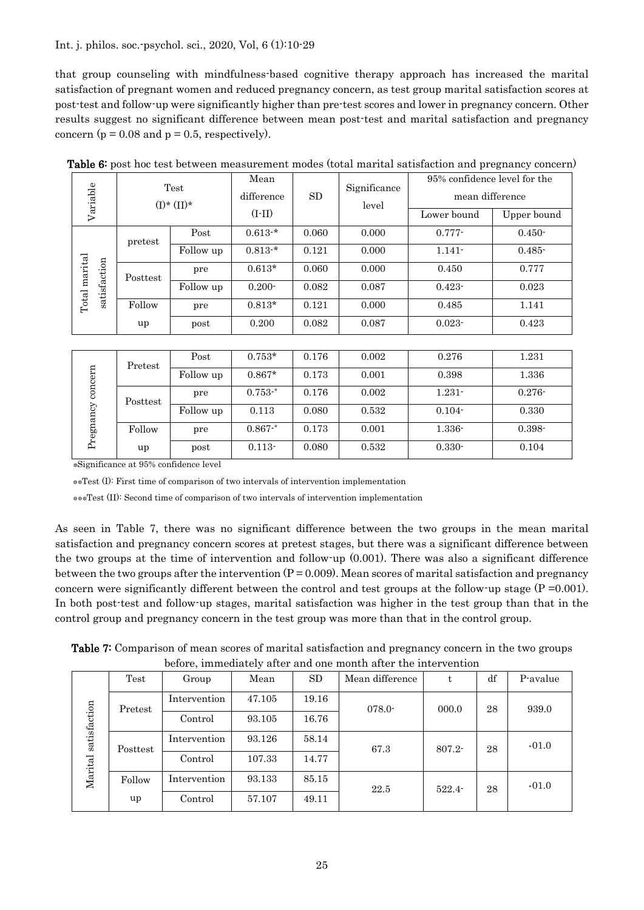that group counseling with mindfulness-based cognitive therapy approach has increased the marital satisfaction of pregnant women and reduced pregnancy concern, as test group marital satisfaction scores at post-test and follow-up were significantly higher than pre-test scores and lower in pregnancy concern. Other results suggest no significant difference between mean post-test and marital satisfaction and pregnancy concern (p = 0.08 and p = 0.5, respectively).

**Table 6:** post hoc test between measurement modes (total marital satisfaction and pregnancy concern)

| Variable | Test (I)* (II)* | | Mean difference (I-II) | SD | Significance level | 95% confidence level for the mean difference | |
|---|---|---|---|---|---|---|---|
| | | | | | | Lower bound | Upper bound |
| Total marital satisfaction | pretest | Post | 0.613-* | 0.060 | 0.000 | 0.777- | 0.450- |
| | | Follow up | 0.813-* | 0.121 | 0.000 | 1.141- | 0.485- |
| | Posttest | pre | 0.613* | 0.060 | 0.000 | 0.450 | 0.777 |
| | | Follow up | 0.200- | 0.082 | 0.087 | 0.423- | 0.023 |
| | Follow up | pre | 0.813* | 0.121 | 0.000 | 0.485 | 1.141 |
| | | post | 0.200 | 0.082 | 0.087 | 0.023- | 0.423 |
| Pregnancy concern | Pretest | Post | 0.753* | 0.176 | 0.002 | 0.276 | 1.231 |
| | | Follow up | 0.867* | 0.173 | 0.001 | 0.398 | 1.336 |
| | Posttest | pre | 0.753-* | 0.176 | 0.002 | 1.231- | 0.276- |
| | | Follow up | 0.113 | 0.080 | 0.532 | 0.104- | 0.330 |
| | Follow up | pre | 0.867-* | 0.173 | 0.001 | 1.336- | 0.398- |
| | | post | 0.113- | 0.080 | 0.532 | 0.330- | 0.104 |

*Significance at 95% confidence level

**Test (I): First time of comparison of two intervals of intervention implementation

***Test (II): Second time of comparison of two intervals of intervention implementation

As seen in Table 7, there was no significant difference between the two groups in the mean marital satisfaction and pregnancy concern scores at pretest stages, but there was a significant difference between the two groups at the time of intervention and follow-up (0.001). There was also a significant difference between the two groups after the intervention (P = 0.009). Mean scores of marital satisfaction and pregnancy concern were significantly different between the control and test groups at the follow-up stage (P =0.001). In both post-test and follow-up stages, marital satisfaction was higher in the test group than that in the control group and pregnancy concern in the test group was more than that in the control group.

**Table 7:** Comparison of mean scores of marital satisfaction and pregnancy concern in the two groups before, immediately after and one month after the intervention

| | Test | Group | Mean | SD | Mean difference | t | df | P-avalue |
|---|---|---|---|---|---|---|---|---|
| Marital satisfaction | Pretest | Intervention | 47.105 | 19.16 | 078.0- | 000.0 | 28 | 939.0 |
| | | Control | 93.105 | 16.76 | | | | |
| | Posttest | Intervention | 93.126 | 58.14 | 67.3 | 807.2- | 28 | ٠01.0 |
| | | Control | 107.33 | 14.77 | | | | |
| | Follow up | Intervention | 93.133 | 85.15 | 22.5 | 522.4- | 28 | ٠01.0 |
| | | Control | 57.107 | 49.11 | | | | |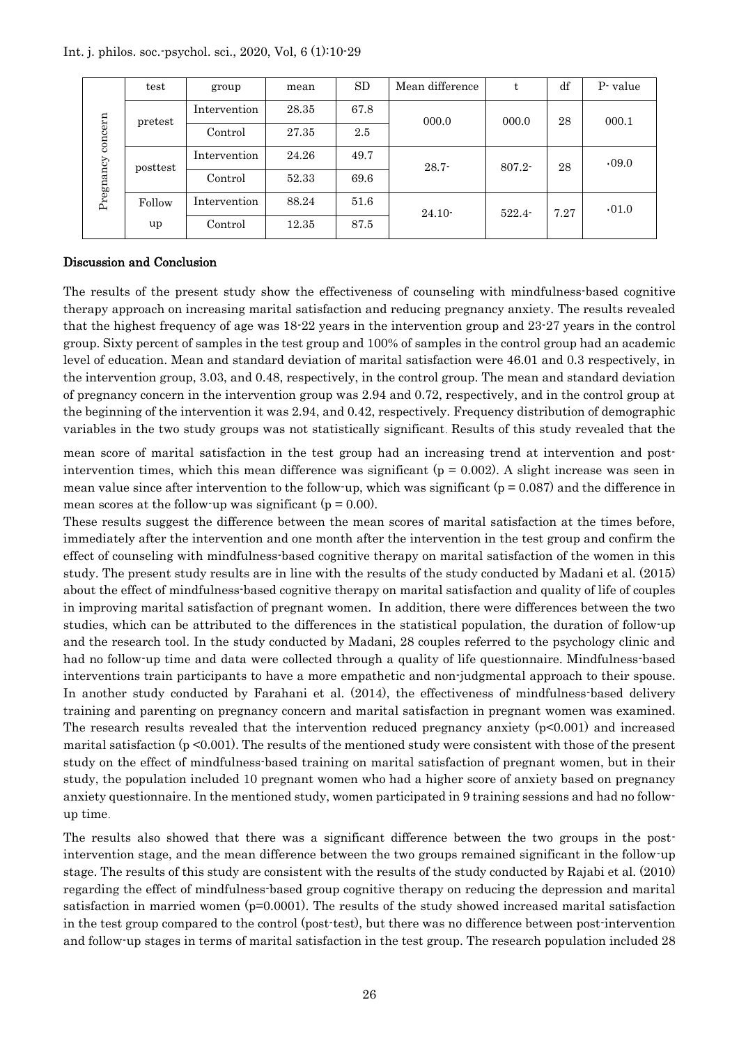| | test | group | mean | SD | Mean difference | t | df | P- value |
|---|---|---|---|---|---|---|---|---|
| Pregnancy concern | pretest | Intervention | 28.35 | 67.8 | 000.0 | 000.0 | 28 | 000.1 |
| | | Control | 27.35 | 2.5 | | | | |
| | posttest | Intervention | 24.26 | 49.7 | 28.7- | 807.2- | 28 | ·09.0 |
| | | Control | 52.33 | 69.6 | | | | |
| | Follow up | Intervention | 88.24 | 51.6 | 24.10- | 522.4- | 7.27 | ·01.0 |
| | | Control | 12.35 | 87.5 | | | | |

### Discussion and Conclusion

The results of the present study show the effectiveness of counseling with mindfulness-based cognitive therapy approach on increasing marital satisfaction and reducing pregnancy anxiety. The results revealed that the highest frequency of age was 18-22 years in the intervention group and 23-27 years in the control group. Sixty percent of samples in the test group and 100% of samples in the control group had an academic level of education. Mean and standard deviation of marital satisfaction were 46.01 and 0.3 respectively, in the intervention group, 3.03, and 0.48, respectively, in the control group. The mean and standard deviation of pregnancy concern in the intervention group was 2.94 and 0.72, respectively, and in the control group at the beginning of the intervention it was 2.94, and 0.42, respectively. Frequency distribution of demographic variables in the two study groups was not statistically significant. Results of this study revealed that the mean score of marital satisfaction in the test group had an increasing trend at intervention and post-intervention times, which this mean difference was significant ($p = 0.002$). A slight increase was seen in mean value since after intervention to the follow-up, which was significant ($p = 0.087$) and the difference in mean scores at the follow-up was significant ($p = 0.00$).

These results suggest the difference between the mean scores of marital satisfaction at the times before, immediately after the intervention and one month after the intervention in the test group and confirm the effect of counseling with mindfulness-based cognitive therapy on marital satisfaction of the women in this study. The present study results are in line with the results of the study conducted by Madani et al. (2015) about the effect of mindfulness-based cognitive therapy on marital satisfaction and quality of life of couples in improving marital satisfaction of pregnant women. In addition, there were differences between the two studies, which can be attributed to the differences in the statistical population, the duration of follow-up and the research tool. In the study conducted by Madani, 28 couples referred to the psychology clinic and had no follow-up time and data were collected through a quality of life questionnaire. Mindfulness-based interventions train participants to have a more empathetic and non-judgmental approach to their spouse. In another study conducted by Farahani et al. (2014), the effectiveness of mindfulness-based delivery training and parenting on pregnancy concern and marital satisfaction in pregnant women was examined. The research results revealed that the intervention reduced pregnancy anxiety ($p<0.001$) and increased marital satisfaction ($p <0.001$). The results of the mentioned study were consistent with those of the present study on the effect of mindfulness-based training on marital satisfaction of pregnant women, but in their study, the population included 10 pregnant women who had a higher score of anxiety based on pregnancy anxiety questionnaire. In the mentioned study, women participated in 9 training sessions and had no follow-up time.

The results also showed that there was a significant difference between the two groups in the post-intervention stage, and the mean difference between the two groups remained significant in the follow-up stage. The results of this study are consistent with the results of the study conducted by Rajabi et al. (2010) regarding the effect of mindfulness-based group cognitive therapy on reducing the depression and marital satisfaction in married women ($p=0.0001$). The results of the study showed increased marital satisfaction in the test group compared to the control (post-test), but there was no difference between post-intervention and follow-up stages in terms of marital satisfaction in the test group. The research population included 28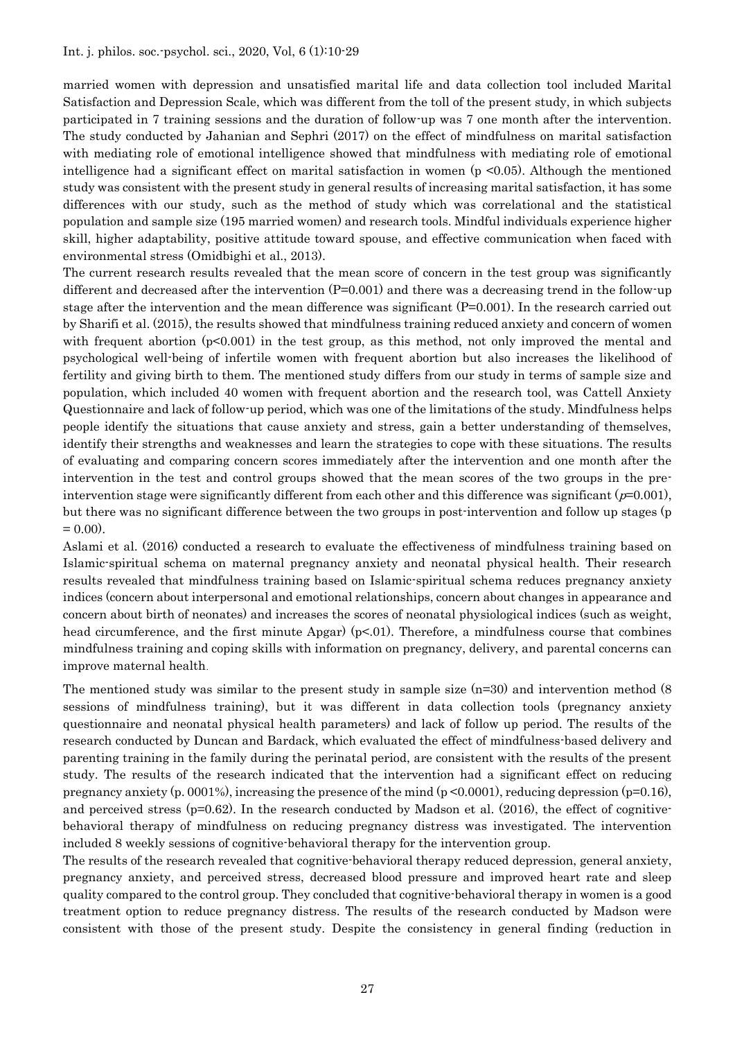married women with depression and unsatisfied marital life and data collection tool included Marital Satisfaction and Depression Scale, which was different from the toll of the present study, in which subjects participated in 7 training sessions and the duration of follow-up was 7 one month after the intervention. The study conducted by Jahanian and Sephri (2017) on the effect of mindfulness on marital satisfaction with mediating role of emotional intelligence showed that mindfulness with mediating role of emotional intelligence had a significant effect on marital satisfaction in women ($p < 0.05$). Although the mentioned study was consistent with the present study in general results of increasing marital satisfaction, it has some differences with our study, such as the method of study which was correlational and the statistical population and sample size (195 married women) and research tools. Mindful individuals experience higher skill, higher adaptability, positive attitude toward spouse, and effective communication when faced with environmental stress (Omidbighi et al., 2013).

The current research results revealed that the mean score of concern in the test group was significantly different and decreased after the intervention ($P=0.001$) and there was a decreasing trend in the follow-up stage after the intervention and the mean difference was significant ($P=0.001$). In the research carried out by Sharifi et al. (2015), the results showed that mindfulness training reduced anxiety and concern of women with frequent abortion ($p<0.001$) in the test group, as this method, not only improved the mental and psychological well-being of infertile women with frequent abortion but also increases the likelihood of fertility and giving birth to them. The mentioned study differs from our study in terms of sample size and population, which included 40 women with frequent abortion and the research tool, was Cattell Anxiety Questionnaire and lack of follow-up period, which was one of the limitations of the study. Mindfulness helps people identify the situations that cause anxiety and stress, gain a better understanding of themselves, identify their strengths and weaknesses and learn the strategies to cope with these situations. The results of evaluating and comparing concern scores immediately after the intervention and one month after the intervention in the test and control groups showed that the mean scores of the two groups in the pre-intervention stage were significantly different from each other and this difference was significant ($p=0.001$), but there was no significant difference between the two groups in post-intervention and follow up stages ($p = 0.00$).

Aslami et al. (2016) conducted a research to evaluate the effectiveness of mindfulness training based on Islamic-spiritual schema on maternal pregnancy anxiety and neonatal physical health. Their research results revealed that mindfulness training based on Islamic-spiritual schema reduces pregnancy anxiety indices (concern about interpersonal and emotional relationships, concern about changes in appearance and concern about birth of neonates) and increases the scores of neonatal physiological indices (such as weight, head circumference, and the first minute Apgar) ($p<.01$). Therefore, a mindfulness course that combines mindfulness training and coping skills with information on pregnancy, delivery, and parental concerns can improve maternal health.

The mentioned study was similar to the present study in sample size ($n=30$) and intervention method (8 sessions of mindfulness training), but it was different in data collection tools (pregnancy anxiety questionnaire and neonatal physical health parameters) and lack of follow up period. The results of the research conducted by Duncan and Bardack, which evaluated the effect of mindfulness-based delivery and parenting training in the family during the perinatal period, are consistent with the results of the present study. The results of the research indicated that the intervention had a significant effect on reducing pregnancy anxiety (p. 0001%), increasing the presence of the mind ($p<0.0001$), reducing depression ($p=0.16$), and perceived stress ($p=0.62$). In the research conducted by Madson et al. (2016), the effect of cognitive-behavioral therapy of mindfulness on reducing pregnancy distress was investigated. The intervention included 8 weekly sessions of cognitive-behavioral therapy for the intervention group.

The results of the research revealed that cognitive-behavioral therapy reduced depression, general anxiety, pregnancy anxiety, and perceived stress, decreased blood pressure and improved heart rate and sleep quality compared to the control group. They concluded that cognitive-behavioral therapy in women is a good treatment option to reduce pregnancy distress. The results of the research conducted by Madson were consistent with those of the present study. Despite the consistency in general finding (reduction in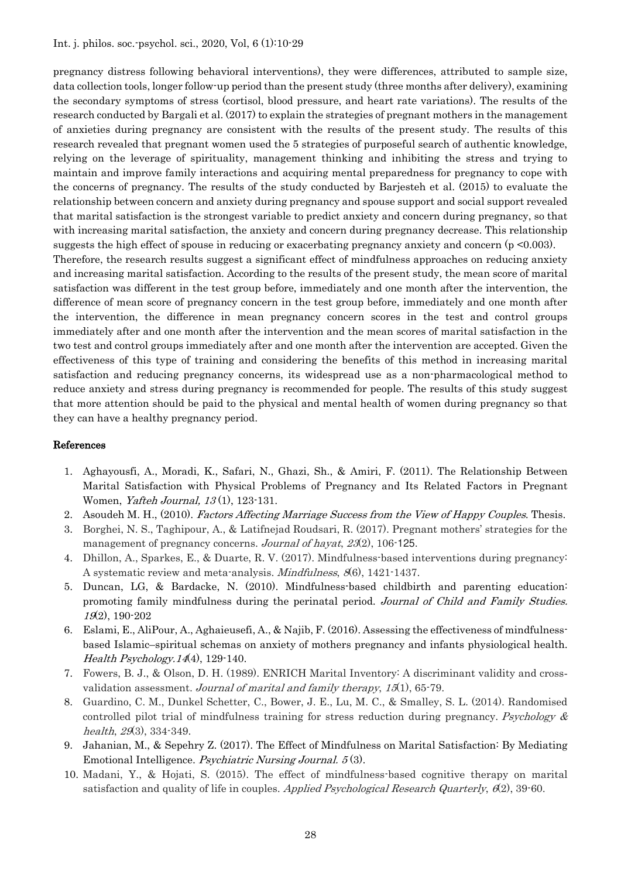pregnancy distress following behavioral interventions), they were differences, attributed to sample size, data collection tools, longer follow-up period than the present study (three months after delivery), examining the secondary symptoms of stress (cortisol, blood pressure, and heart rate variations). The results of the research conducted by Bargali et al. (2017) to explain the strategies of pregnant mothers in the management of anxieties during pregnancy are consistent with the results of the present study. The results of this research revealed that pregnant women used the 5 strategies of purposeful search of authentic knowledge, relying on the leverage of spirituality, management thinking and inhibiting the stress and trying to maintain and improve family interactions and acquiring mental preparedness for pregnancy to cope with the concerns of pregnancy. The results of the study conducted by Barjesteh et al. (2015) to evaluate the relationship between concern and anxiety during pregnancy and spouse support and social support revealed that marital satisfaction is the strongest variable to predict anxiety and concern during pregnancy, so that with increasing marital satisfaction, the anxiety and concern during pregnancy decrease. This relationship suggests the high effect of spouse in reducing or exacerbating pregnancy anxiety and concern ($p < 0.003$).

Therefore, the research results suggest a significant effect of mindfulness approaches on reducing anxiety and increasing marital satisfaction. According to the results of the present study, the mean score of marital satisfaction was different in the test group before, immediately and one month after the intervention, the difference of mean score of pregnancy concern in the test group before, immediately and one month after the intervention, the difference in mean pregnancy concern scores in the test and control groups immediately after and one month after the intervention and the mean scores of marital satisfaction in the two test and control groups immediately after and one month after the intervention are accepted. Given the effectiveness of this type of training and considering the benefits of this method in increasing marital satisfaction and reducing pregnancy concerns, its widespread use as a non-pharmacological method to reduce anxiety and stress during pregnancy is recommended for people. The results of this study suggest that more attention should be paid to the physical and mental health of women during pregnancy so that they can have a healthy pregnancy period.

## References

1. Aghayousfi, A., Moradi, K., Safari, N., Ghazi, Sh., & Amiri, F. (2011). The Relationship Between Marital Satisfaction with Physical Problems of Pregnancy and Its Related Factors in Pregnant Women, *Yafteh Journal, 13* (1), 123-131.
2. Asoudeh M. H., (2010). *Factors Affecting Marriage Success from the View of Happy Couples*. Thesis.
3. Borghei, N. S., Taghipour, A., & Latifnejad Roudsari, R. (2017). Pregnant mothers' strategies for the management of pregnancy concerns. *Journal of hayat*, *23*(2), 106-125.
4. Dhillon, A., Sparkes, E., & Duarte, R. V. (2017). Mindfulness-based interventions during pregnancy: A systematic review and meta-analysis. *Mindfulness*, *8*(6), 1421-1437.
5. Duncan, LG, & Bardacke, N. (2010). Mindfulness-based childbirth and parenting education: promoting family mindfulness during the perinatal period. *Journal of Child and Family Studies. 19*(2), 190-202
6. Eslami, E., AliPour, A., Aghaieusefi, A., & Najib, F. (2016). Assessing the effectiveness of mindfulness-based Islamic–spiritual schemas on anxiety of mothers pregnancy and infants physiological health. *Health Psychology.14*(4), 129-140.
7. Fowers, B. J., & Olson, D. H. (1989). ENRICH Marital Inventory: A discriminant validity and cross-validation assessment. *Journal of marital and family therapy*, *15*(1), 65-79.
8. Guardino, C. M., Dunkel Schetter, C., Bower, J. E., Lu, M. C., & Smalley, S. L. (2014). Randomised controlled pilot trial of mindfulness training for stress reduction during pregnancy. *Psychology & health*, *29*(3), 334-349.
9. Jahanian, M., & Sepehry Z. (2017). The Effect of Mindfulness on Marital Satisfaction: By Mediating Emotional Intelligence. *Psychiatric Nursing Journal. 5* (3).
10. Madani, Y., & Hojati, S. (2015). The effect of mindfulness-based cognitive therapy on marital satisfaction and quality of life in couples. *Applied Psychological Research Quarterly*, *6*(2), 39-60.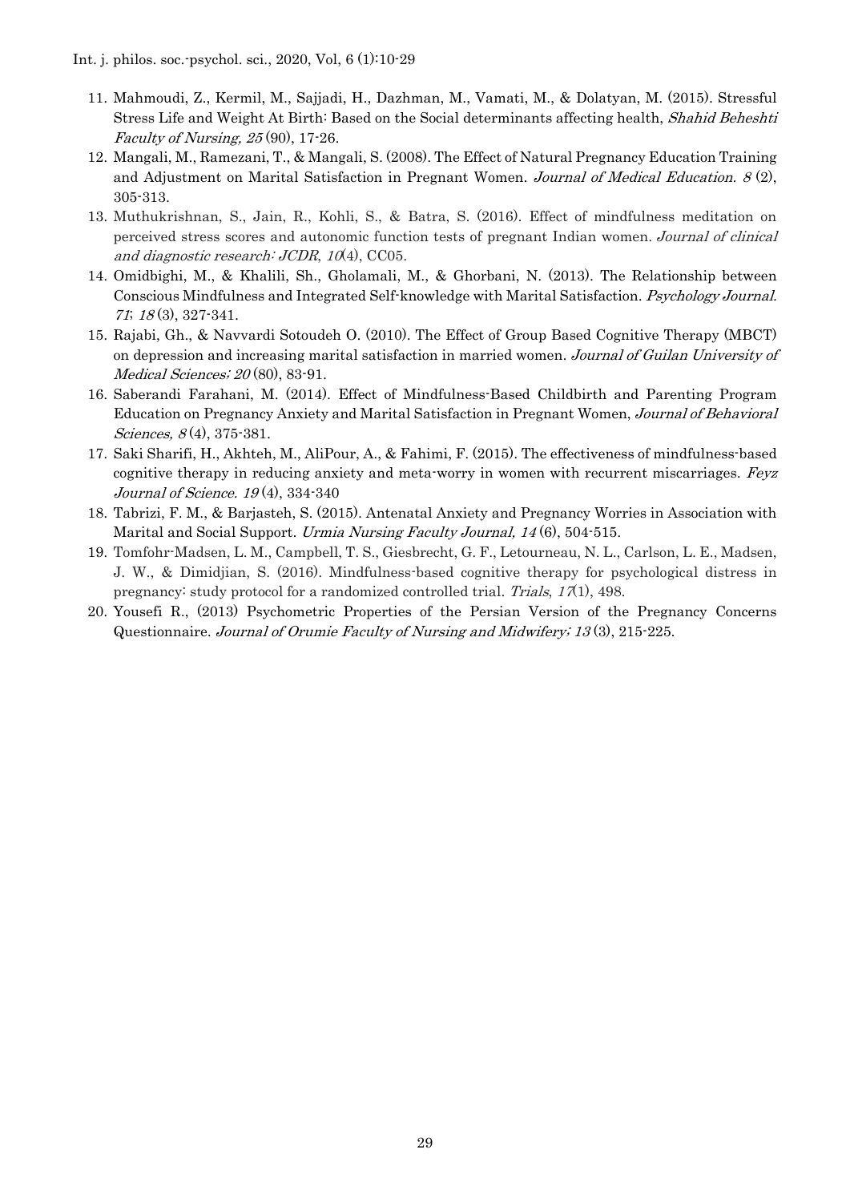11. Mahmoudi, Z., Kermil, M., Sajjadi, H., Dazhman, M., Vamati, M., & Dolatyan, M. (2015). Stressful Stress Life and Weight At Birth: Based on the Social determinants affecting health, *Shahid Beheshti Faculty of Nursing, 25* (90), 17-26.
12. Mangali, M., Ramezani, T., & Mangali, S. (2008). The Effect of Natural Pregnancy Education Training and Adjustment on Marital Satisfaction in Pregnant Women. *Journal of Medical Education. 8* (2), 305-313.
13. Muthukrishnan, S., Jain, R., Kohli, S., & Batra, S. (2016). Effect of mindfulness meditation on perceived stress scores and autonomic function tests of pregnant Indian women. *Journal of clinical and diagnostic research: JCDR*, *10*(4), CC05.
14. Omidbighi, M., & Khalili, Sh., Gholamali, M., & Ghorbani, N. (2013). The Relationship between Conscious Mindfulness and Integrated Self-knowledge with Marital Satisfaction. *Psychology Journal. 71*; *18* (3), 327-341.
15. Rajabi, Gh., & Navvardi Sotoudeh O. (2010). The Effect of Group Based Cognitive Therapy (MBCT) on depression and increasing marital satisfaction in married women. *Journal of Guilan University of Medical Sciences; 20* (80), 83-91.
16. Saberandi Farahani, M. (2014). Effect of Mindfulness-Based Childbirth and Parenting Program Education on Pregnancy Anxiety and Marital Satisfaction in Pregnant Women, *Journal of Behavioral Sciences, 8* (4), 375-381.
17. Saki Sharifi, H., Akhteh, M., AliPour, A., & Fahimi, F. (2015). The effectiveness of mindfulness-based cognitive therapy in reducing anxiety and meta-worry in women with recurrent miscarriages. *Feyz Journal of Science. 19* (4), 334-340
18. Tabrizi, F. M., & Barjasteh, S. (2015). Antenatal Anxiety and Pregnancy Worries in Association with Marital and Social Support. *Urmia Nursing Faculty Journal, 14* (6), 504-515.
19. Tomfohr-Madsen, L. M., Campbell, T. S., Giesbrecht, G. F., Letourneau, N. L., Carlson, L. E., Madsen, J. W., & Dimidjian, S. (2016). Mindfulness-based cognitive therapy for psychological distress in pregnancy: study protocol for a randomized controlled trial. *Trials*, *17*(1), 498.
20. Yousefi R., (2013) Psychometric Properties of the Persian Version of the Pregnancy Concerns Questionnaire. *Journal of Orumie Faculty of Nursing and Midwifery; 13* (3), 215-225.